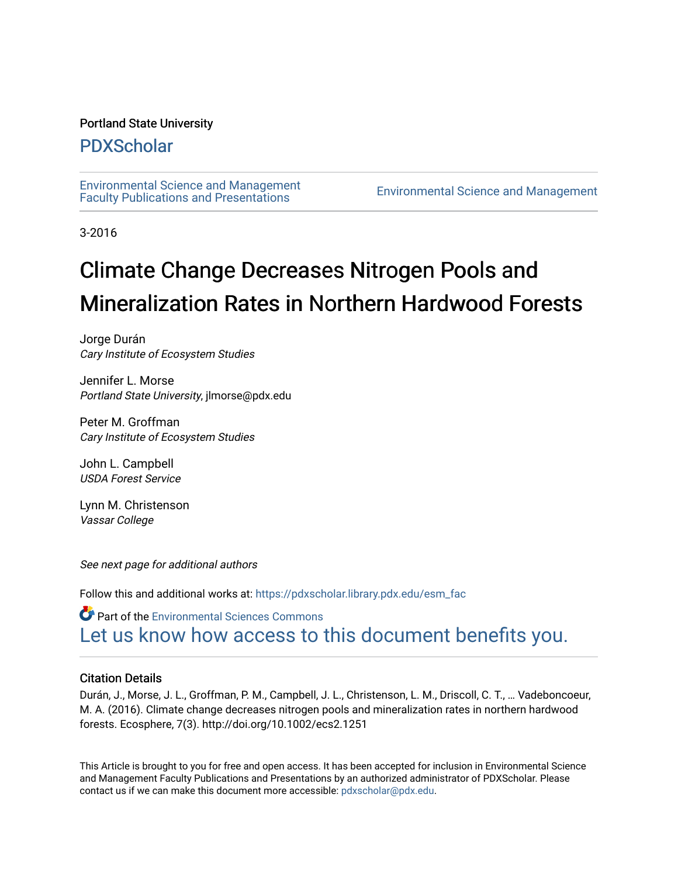Portland State University

# PDXScholar

Environmental Science and Management Faculty Publications and Presentations

Environmental Science and Management

3-2016

# Climate Change Decreases Nitrogen Pools and Mineralization Rates in Northern Hardwood Forests

Jorge Durán
*Cary Institute of Ecosystem Studies*

Jennifer L. Morse
*Portland State University*, jlmorse@pdx.edu

Peter M. Groffman
*Cary Institute of Ecosystem Studies*

John L. Campbell
*USDA Forest Service*

Lynn M. Christenson
*Vassar College*

*See next page for additional authors*

Follow this and additional works at: https://pdxscholar.library.pdx.edu/esm_fac

Part of the Environmental Sciences Commons

Let us know how access to this document benefits you.

## Citation Details

Durán, J., Morse, J. L., Groffman, P. M., Campbell, J. L., Christenson, L. M., Driscoll, C. T., … Vadeboncoeur, M. A. (2016). Climate change decreases nitrogen pools and mineralization rates in northern hardwood forests. Ecosphere, 7(3). http://doi.org/10.1002/ecs2.1251

This Article is brought to you for free and open access. It has been accepted for inclusion in Environmental Science and Management Faculty Publications and Presentations by an authorized administrator of PDXScholar. Please contact us if we can make this document more accessible: pdxscholar@pdx.edu.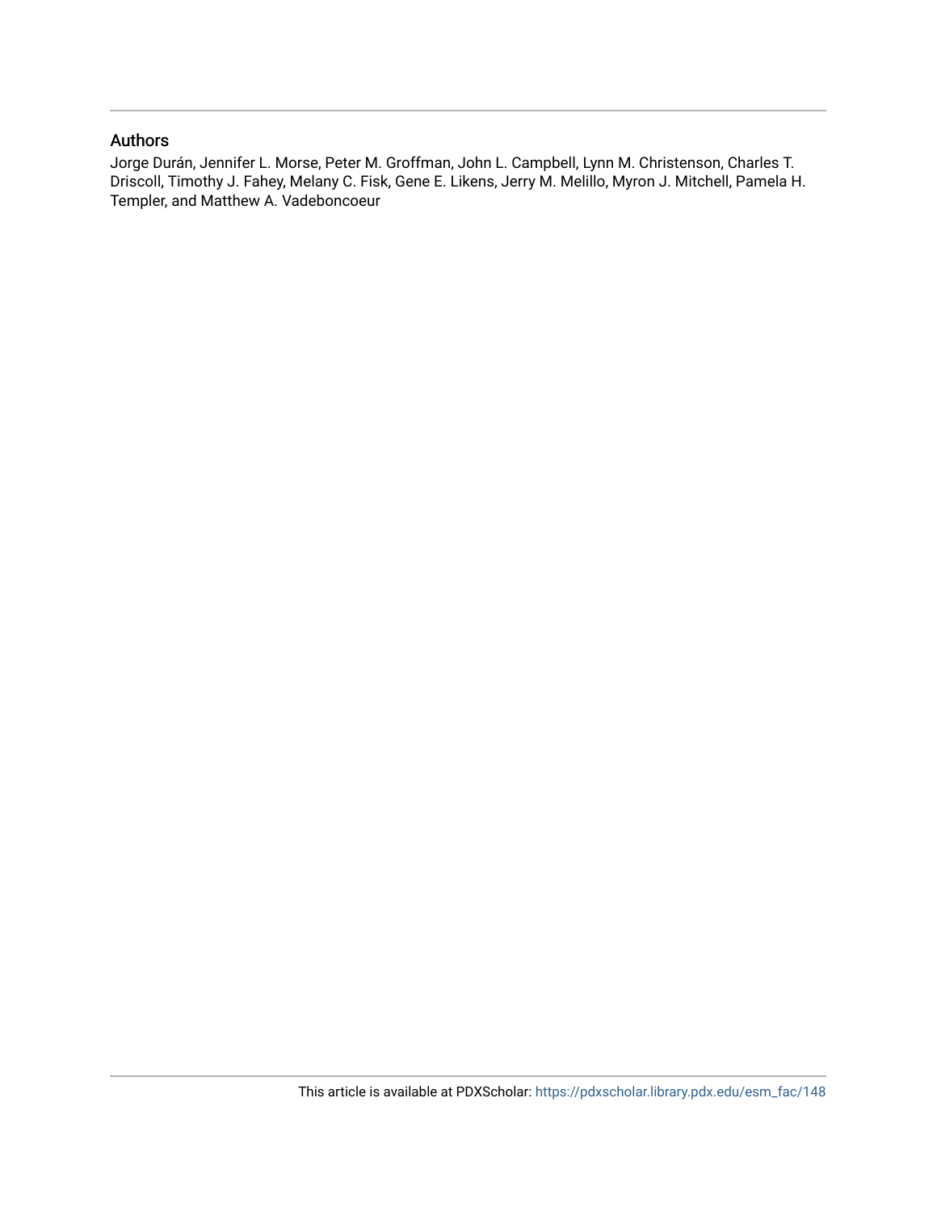## Authors

Jorge Durán, Jennifer L. Morse, Peter M. Groffman, John L. Campbell, Lynn M. Christenson, Charles T. Driscoll, Timothy J. Fahey, Melany C. Fisk, Gene E. Likens, Jerry M. Melillo, Myron J. Mitchell, Pamela H. Templer, and Matthew A. Vadeboncoeur

This article is available at PDXScholar: https://pdxscholar.library.pdx.edu/esm_fac/148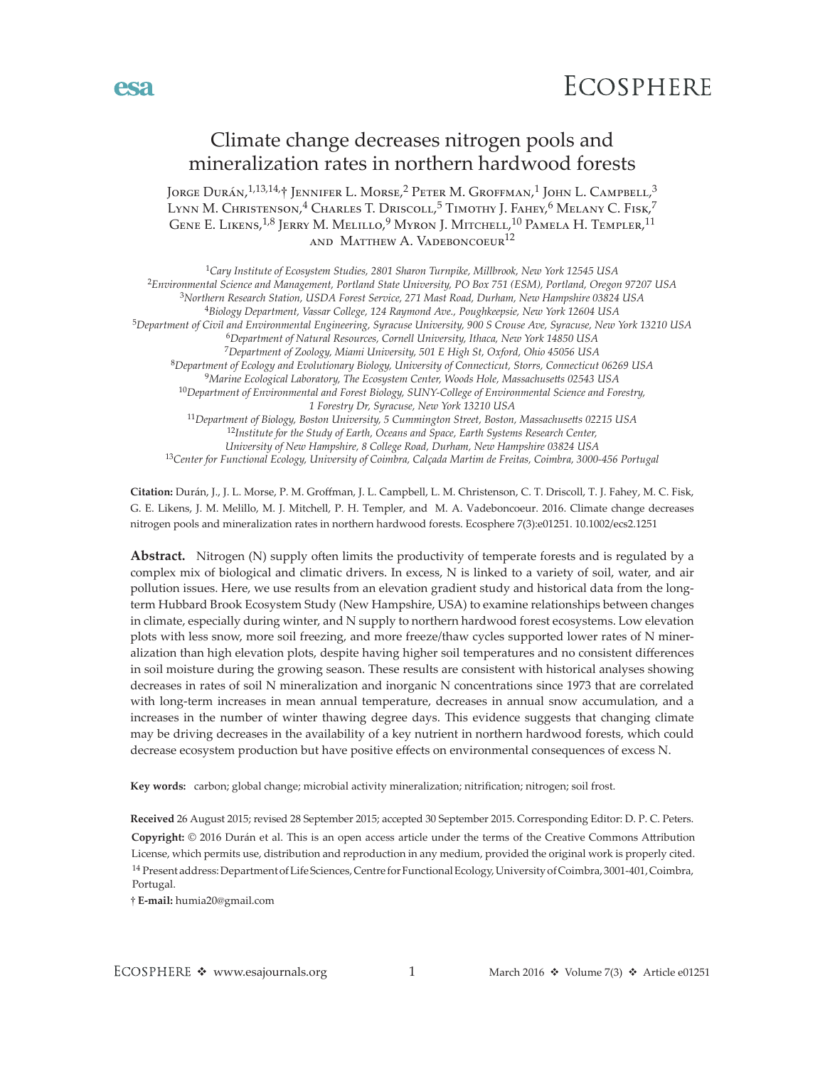# Climate change decreases nitrogen pools and mineralization rates in northern hardwood forests

Jorge Durán,[1,13,14,†] Jennifer L. Morse,[2] Peter M. Groffman,[1] John L. Campbell,[3] Lynn M. Christenson,[4] Charles T. Driscoll,[5] Timothy J. Fahey,[6] Melany C. Fisk,[7] Gene E. Likens,[1,8] Jerry M. Melillo,[9] Myron J. Mitchell,[10] Pamela H. Templer,[11] and Matthew A. Vadeboncoeur[12]

[1]Cary Institute of Ecosystem Studies, 2801 Sharon Turnpike, Millbrook, New York 12545 USA
[2]Environmental Science and Management, Portland State University, PO Box 751 (ESM), Portland, Oregon 97207 USA
[3]Northern Research Station, USDA Forest Service, 271 Mast Road, Durham, New Hampshire 03824 USA
[4]Biology Department, Vassar College, 124 Raymond Ave., Poughkeepsie, New York 12604 USA
[5]Department of Civil and Environmental Engineering, Syracuse University, 900 S Crouse Ave, Syracuse, New York 13210 USA
[6]Department of Natural Resources, Cornell University, Ithaca, New York 14850 USA
[7]Department of Zoology, Miami University, 501 E High St, Oxford, Ohio 45056 USA
[8]Department of Ecology and Evolutionary Biology, University of Connecticut, Storrs, Connecticut 06269 USA
[9]Marine Ecological Laboratory, The Ecosystem Center, Woods Hole, Massachusetts 02543 USA
[10]Department of Environmental and Forest Biology, SUNY-College of Environmental Science and Forestry, 1 Forestry Dr, Syracuse, New York 13210 USA
[11]Department of Biology, Boston University, 5 Cummington Street, Boston, Massachusetts 02215 USA
[12]Institute for the Study of Earth, Oceans and Space, Earth Systems Research Center, University of New Hampshire, 8 College Road, Durham, New Hampshire 03824 USA
[13]Center for Functional Ecology, University of Coimbra, Calçada Martim de Freitas, Coimbra, 3000-456 Portugal

**Citation:** Durán, J., J. L. Morse, P. M. Groffman, J. L. Campbell, L. M. Christenson, C. T. Driscoll, T. J. Fahey, M. C. Fisk, G. E. Likens, J. M. Melillo, M. J. Mitchell, P. H. Templer, and M. A. Vadeboncoeur. 2016. Climate change decreases nitrogen pools and mineralization rates in northern hardwood forests. Ecosphere 7(3):e01251. 10.1002/ecs2.1251

**Abstract.** Nitrogen (N) supply often limits the productivity of temperate forests and is regulated by a complex mix of biological and climatic drivers. In excess, N is linked to a variety of soil, water, and air pollution issues. Here, we use results from an elevation gradient study and historical data from the long-term Hubbard Brook Ecosystem Study (New Hampshire, USA) to examine relationships between changes in climate, especially during winter, and N supply to northern hardwood forest ecosystems. Low elevation plots with less snow, more soil freezing, and more freeze/thaw cycles supported lower rates of N mineralization than high elevation plots, despite having higher soil temperatures and no consistent differences in soil moisture during the growing season. These results are consistent with historical analyses showing decreases in rates of soil N mineralization and inorganic N concentrations since 1973 that are correlated with long-term increases in mean annual temperature, decreases in annual snow accumulation, and a increases in the number of winter thawing degree days. This evidence suggests that changing climate may be driving decreases in the availability of a key nutrient in northern hardwood forests, which could decrease ecosystem production but have positive effects on environmental consequences of excess N.

**Key words:** carbon; global change; microbial activity mineralization; nitrification; nitrogen; soil frost.

**Received** 26 August 2015; revised 28 September 2015; accepted 30 September 2015. Corresponding Editor: D. P. C. Peters.

**Copyright:** © 2016 Durán et al. This is an open access article under the terms of the Creative Commons Attribution License, which permits use, distribution and reproduction in any medium, provided the original work is properly cited.

[14] Present address: Department of Life Sciences, Centre for Functional Ecology, University of Coimbra, 3001-401, Coimbra, Portugal.

† **E-mail:** humia20@gmail.com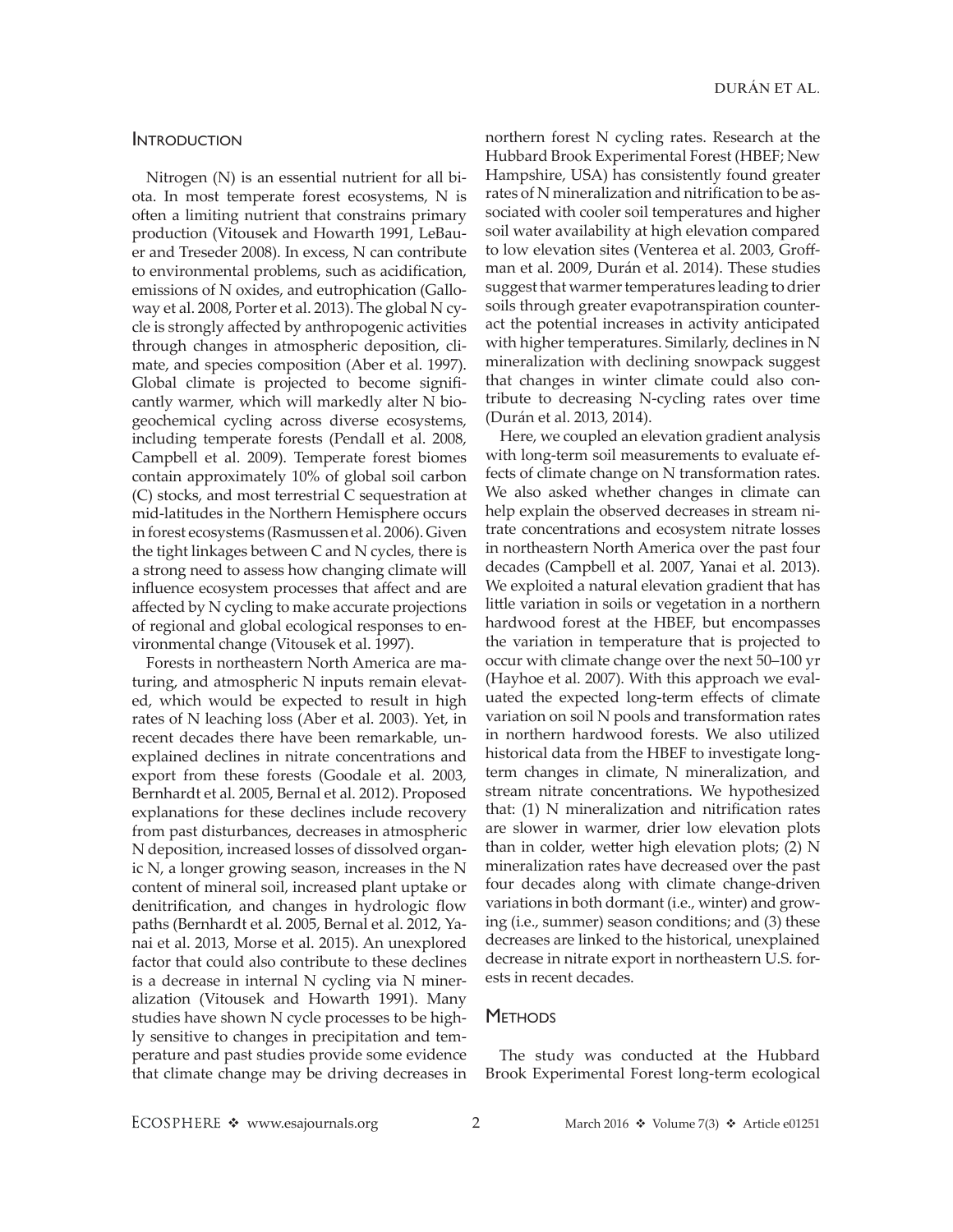## Introduction

Nitrogen (N) is an essential nutrient for all biota. In most temperate forest ecosystems, N is often a limiting nutrient that constrains primary production (Vitousek and Howarth 1991, LeBauer and Treseder 2008). In excess, N can contribute to environmental problems, such as acidification, emissions of N oxides, and eutrophication (Galloway et al. 2008, Porter et al. 2013). The global N cycle is strongly affected by anthropogenic activities through changes in atmospheric deposition, climate, and species composition (Aber et al. 1997). Global climate is projected to become significantly warmer, which will markedly alter N biogeochemical cycling across diverse ecosystems, including temperate forests (Pendall et al. 2008, Campbell et al. 2009). Temperate forest biomes contain approximately 10% of global soil carbon (C) stocks, and most terrestrial C sequestration at mid-latitudes in the Northern Hemisphere occurs in forest ecosystems (Rasmussen et al. 2006). Given the tight linkages between C and N cycles, there is a strong need to assess how changing climate will influence ecosystem processes that affect and are affected by N cycling to make accurate projections of regional and global ecological responses to environmental change (Vitousek et al. 1997).

Forests in northeastern North America are maturing, and atmospheric N inputs remain elevated, which would be expected to result in high rates of N leaching loss (Aber et al. 2003). Yet, in recent decades there have been remarkable, unexplained declines in nitrate concentrations and export from these forests (Goodale et al. 2003, Bernhardt et al. 2005, Bernal et al. 2012). Proposed explanations for these declines include recovery from past disturbances, decreases in atmospheric N deposition, increased losses of dissolved organic N, a longer growing season, increases in the N content of mineral soil, increased plant uptake or denitrification, and changes in hydrologic flow paths (Bernhardt et al. 2005, Bernal et al. 2012, Yanai et al. 2013, Morse et al. 2015). An unexplored factor that could also contribute to these declines is a decrease in internal N cycling via N mineralization (Vitousek and Howarth 1991). Many studies have shown N cycle processes to be highly sensitive to changes in precipitation and temperature and past studies provide some evidence that climate change may be driving decreases in northern forest N cycling rates. Research at the Hubbard Brook Experimental Forest (HBEF; New Hampshire, USA) has consistently found greater rates of N mineralization and nitrification to be associated with cooler soil temperatures and higher soil water availability at high elevation compared to low elevation sites (Venterea et al. 2003, Groffman et al. 2009, Durán et al. 2014). These studies suggest that warmer temperatures leading to drier soils through greater evapotranspiration counteract the potential increases in activity anticipated with higher temperatures. Similarly, declines in N mineralization with declining snowpack suggest that changes in winter climate could also contribute to decreasing N-cycling rates over time (Durán et al. 2013, 2014).

Here, we coupled an elevation gradient analysis with long-term soil measurements to evaluate effects of climate change on N transformation rates. We also asked whether changes in climate can help explain the observed decreases in stream nitrate concentrations and ecosystem nitrate losses in northeastern North America over the past four decades (Campbell et al. 2007, Yanai et al. 2013). We exploited a natural elevation gradient that has little variation in soils or vegetation in a northern hardwood forest at the HBEF, but encompasses the variation in temperature that is projected to occur with climate change over the next 50–100 yr (Hayhoe et al. 2007). With this approach we evaluated the expected long-term effects of climate variation on soil N pools and transformation rates in northern hardwood forests. We also utilized historical data from the HBEF to investigate long-term changes in climate, N mineralization, and stream nitrate concentrations. We hypothesized that: (1) N mineralization and nitrification rates are slower in warmer, drier low elevation plots than in colder, wetter high elevation plots; (2) N mineralization rates have decreased over the past four decades along with climate change-driven variations in both dormant (i.e., winter) and growing (i.e., summer) season conditions; and (3) these decreases are linked to the historical, unexplained decrease in nitrate export in northeastern U.S. forests in recent decades.

## Methods

The study was conducted at the Hubbard Brook Experimental Forest long-term ecological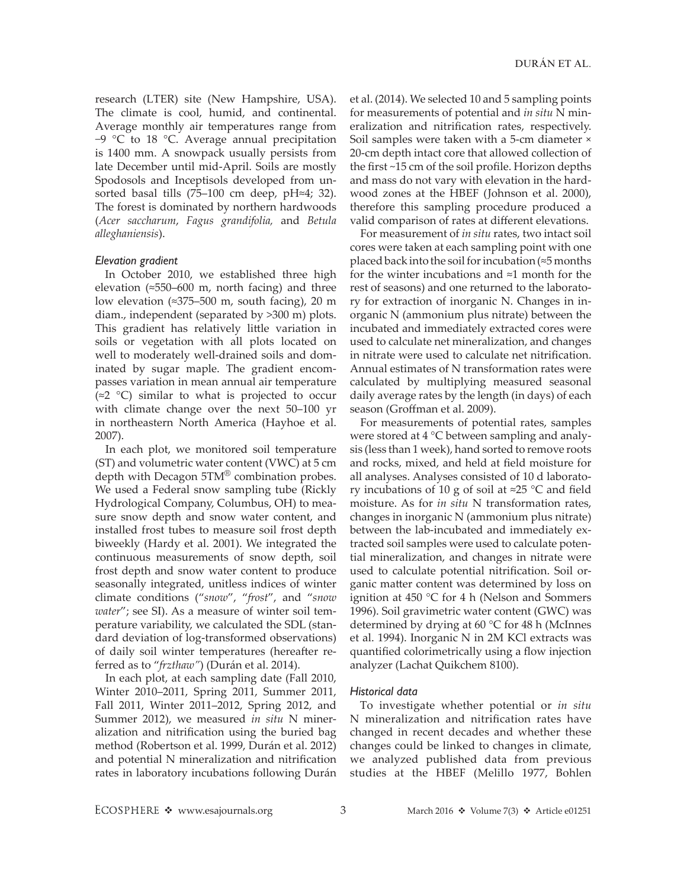research (LTER) site (New Hampshire, USA). The climate is cool, humid, and continental. Average monthly air temperatures range from −9 °C to 18 °C. Average annual precipitation is 1400 mm. A snowpack usually persists from late December until mid-April. Soils are mostly Spodosols and Inceptisols developed from unsorted basal tills (75–100 cm deep, pH≈4; 32). The forest is dominated by northern hardwoods (*Acer saccharum*, *Fagus grandifolia,* and *Betula alleghaniensis*).

### Elevation gradient

In October 2010, we established three high elevation (≈550–600 m, north facing) and three low elevation (≈375–500 m, south facing), 20 m diam., independent (separated by >300 m) plots. This gradient has relatively little variation in soils or vegetation with all plots located on well to moderately well-drained soils and dominated by sugar maple. The gradient encompasses variation in mean annual air temperature (≈2 °C) similar to what is projected to occur with climate change over the next 50–100 yr in northeastern North America (Hayhoe et al. 2007).

In each plot, we monitored soil temperature (ST) and volumetric water content (VWC) at 5 cm depth with Decagon 5TM® combination probes. We used a Federal snow sampling tube (Rickly Hydrological Company, Columbus, OH) to measure snow depth and snow water content, and installed frost tubes to measure soil frost depth biweekly (Hardy et al. 2001). We integrated the continuous measurements of snow depth, soil frost depth and snow water content to produce seasonally integrated, unitless indices of winter climate conditions ("*snow*", "*frost*", and "*snow water*"; see SI). As a measure of winter soil temperature variability, we calculated the SDL (standard deviation of log-transformed observations) of daily soil winter temperatures (hereafter referred as to "*frzthaw*") (Durán et al. 2014).

In each plot, at each sampling date (Fall 2010, Winter 2010–2011, Spring 2011, Summer 2011, Fall 2011, Winter 2011–2012, Spring 2012, and Summer 2012), we measured *in situ* N mineralization and nitrification using the buried bag method (Robertson et al. 1999, Durán et al. 2012) and potential N mineralization and nitrification rates in laboratory incubations following Durán et al. (2014). We selected 10 and 5 sampling points for measurements of potential and *in situ* N mineralization and nitrification rates, respectively. Soil samples were taken with a 5-cm diameter × 20-cm depth intact core that allowed collection of the first ~15 cm of the soil profile. Horizon depths and mass do not vary with elevation in the hardwood zones at the HBEF (Johnson et al. 2000), therefore this sampling procedure produced a valid comparison of rates at different elevations.

For measurement of *in situ* rates, two intact soil cores were taken at each sampling point with one placed back into the soil for incubation (≈5 months for the winter incubations and ≈1 month for the rest of seasons) and one returned to the laboratory for extraction of inorganic N. Changes in inorganic N (ammonium plus nitrate) between the incubated and immediately extracted cores were used to calculate net mineralization, and changes in nitrate were used to calculate net nitrification. Annual estimates of N transformation rates were calculated by multiplying measured seasonal daily average rates by the length (in days) of each season (Groffman et al. 2009).

For measurements of potential rates, samples were stored at 4 °C between sampling and analysis (less than 1 week), hand sorted to remove roots and rocks, mixed, and held at field moisture for all analyses. Analyses consisted of 10 d laboratory incubations of 10 g of soil at ≈25 °C and field moisture. As for *in situ* N transformation rates, changes in inorganic N (ammonium plus nitrate) between the lab-incubated and immediately extracted soil samples were used to calculate potential mineralization, and changes in nitrate were used to calculate potential nitrification. Soil organic matter content was determined by loss on ignition at 450 °C for 4 h (Nelson and Sommers 1996). Soil gravimetric water content (GWC) was determined by drying at 60 °C for 48 h (McInnes et al. 1994). Inorganic N in 2M KCl extracts was quantified colorimetrically using a flow injection analyzer (Lachat Quikchem 8100).

### Historical data

To investigate whether potential or *in situ* N mineralization and nitrification rates have changed in recent decades and whether these changes could be linked to changes in climate, we analyzed published data from previous studies at the HBEF (Melillo 1977, Bohlen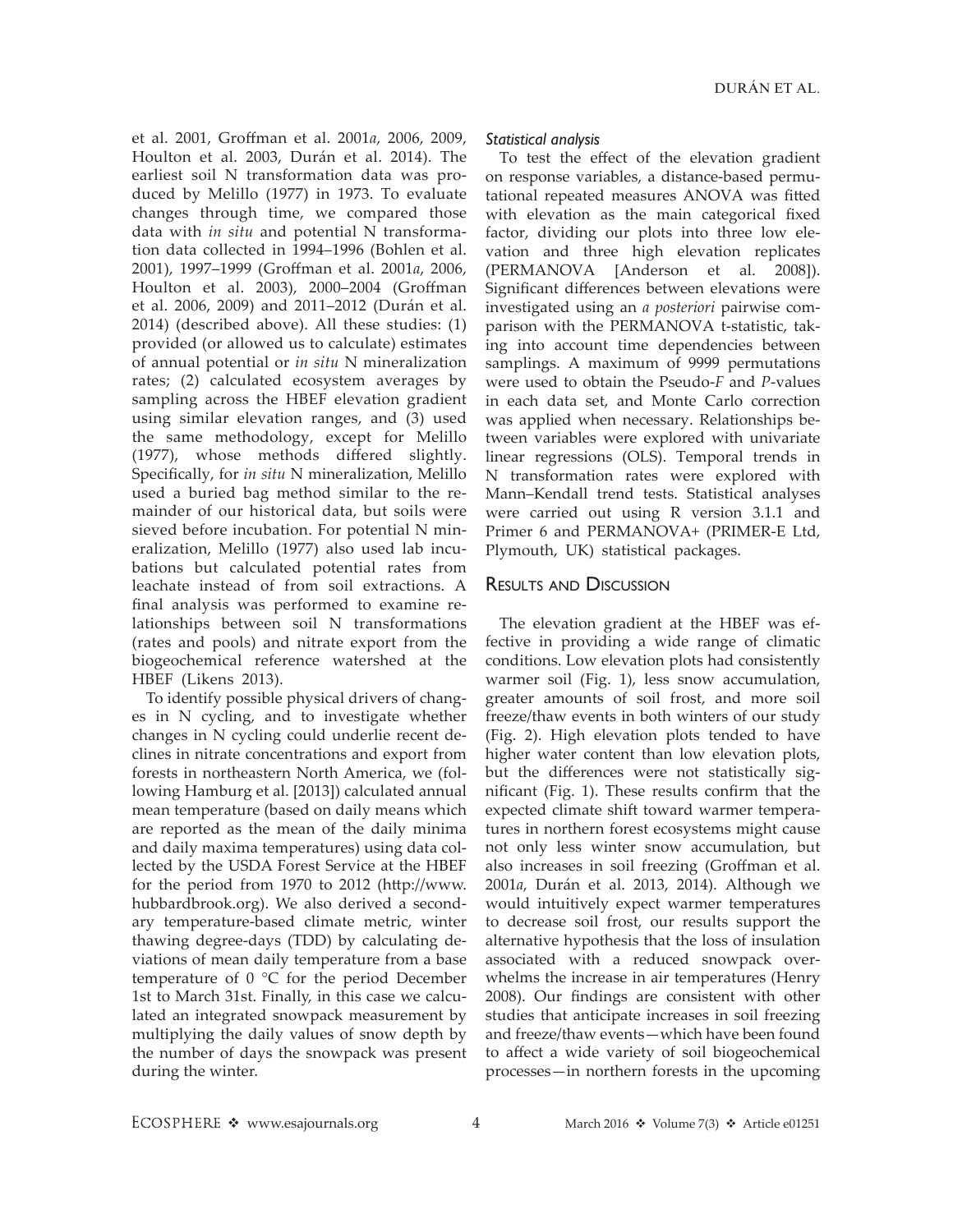et al. 2001, Groffman et al. 2001*a*, 2006, 2009, Houlton et al. 2003, Durán et al. 2014). The earliest soil N transformation data was produced by Melillo (1977) in 1973. To evaluate changes through time, we compared those data with *in situ* and potential N transformation data collected in 1994–1996 (Bohlen et al. 2001), 1997–1999 (Groffman et al. 2001*a*, 2006, Houlton et al. 2003), 2000–2004 (Groffman et al. 2006, 2009) and 2011–2012 (Durán et al. 2014) (described above). All these studies: (1) provided (or allowed us to calculate) estimates of annual potential or *in situ* N mineralization rates; (2) calculated ecosystem averages by sampling across the HBEF elevation gradient using similar elevation ranges, and (3) used the same methodology, except for Melillo (1977), whose methods differed slightly. Specifically, for *in situ* N mineralization, Melillo used a buried bag method similar to the remainder of our historical data, but soils were sieved before incubation. For potential N mineralization, Melillo (1977) also used lab incubations but calculated potential rates from leachate instead of from soil extractions. A final analysis was performed to examine relationships between soil N transformations (rates and pools) and nitrate export from the biogeochemical reference watershed at the HBEF (Likens 2013).

To identify possible physical drivers of changes in N cycling, and to investigate whether changes in N cycling could underlie recent declines in nitrate concentrations and export from forests in northeastern North America, we (following Hamburg et al. [2013]) calculated annual mean temperature (based on daily means which are reported as the mean of the daily minima and daily maxima temperatures) using data collected by the USDA Forest Service at the HBEF for the period from 1970 to 2012 (http://www.hubbardbrook.org). We also derived a secondary temperature-based climate metric, winter thawing degree-days (TDD) by calculating deviations of mean daily temperature from a base temperature of 0 °C for the period December 1st to March 31st. Finally, in this case we calculated an integrated snowpack measurement by multiplying the daily values of snow depth by the number of days the snowpack was present during the winter.

### *Statistical analysis*

To test the effect of the elevation gradient on response variables, a distance-based permutational repeated measures ANOVA was fitted with elevation as the main categorical fixed factor, dividing our plots into three low elevation and three high elevation replicates (PERMANOVA [Anderson et al. 2008]). Significant differences between elevations were investigated using an *a posteriori* pairwise comparison with the PERMANOVA t-statistic, taking into account time dependencies between samplings. A maximum of 9999 permutations were used to obtain the Pseudo-*F* and *P*-values in each data set, and Monte Carlo correction was applied when necessary. Relationships between variables were explored with univariate linear regressions (OLS). Temporal trends in N transformation rates were explored with Mann–Kendall trend tests. Statistical analyses were carried out using R version 3.1.1 and Primer 6 and PERMANOVA+ (PRIMER-E Ltd, Plymouth, UK) statistical packages.

## Results and Discussion

The elevation gradient at the HBEF was effective in providing a wide range of climatic conditions. Low elevation plots had consistently warmer soil (Fig. 1), less snow accumulation, greater amounts of soil frost, and more soil freeze/thaw events in both winters of our study (Fig. 2). High elevation plots tended to have higher water content than low elevation plots, but the differences were not statistically significant (Fig. 1). These results confirm that the expected climate shift toward warmer temperatures in northern forest ecosystems might cause not only less winter snow accumulation, but also increases in soil freezing (Groffman et al. 2001*a*, Durán et al. 2013, 2014). Although we would intuitively expect warmer temperatures to decrease soil frost, our results support the alternative hypothesis that the loss of insulation associated with a reduced snowpack overwhelms the increase in air temperatures (Henry 2008). Our findings are consistent with other studies that anticipate increases in soil freezing and freeze/thaw events—which have been found to affect a wide variety of soil biogeochemical processes—in northern forests in the upcoming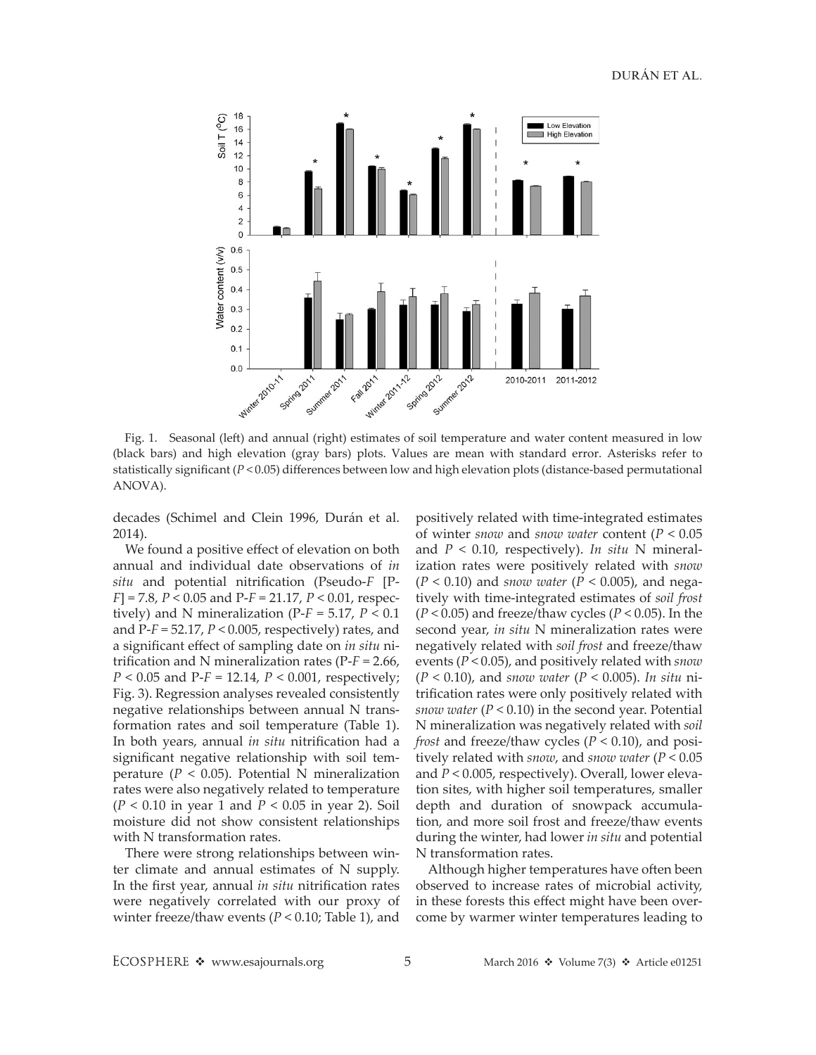Fig. 1. Seasonal (left) and annual (right) estimates of soil temperature and water content measured in low (black bars) and high elevation (gray bars) plots. Values are mean with standard error. Asterisks refer to statistically significant ($P < 0.05$) differences between low and high elevation plots (distance-based permutational ANOVA).

decades (Schimel and Clein 1996, Durán et al. 2014).

We found a positive effect of elevation on both annual and individual date observations of *in situ* and potential nitrification (Pseudo-*F* [P-*F*] = 7.8, $P < 0.05$ and P-$F$ = 21.17, $P < 0.01$, respectively) and N mineralization (P-$F$ = 5.17, $P < 0.1$ and P-$F$ = 52.17, $P < 0.005$, respectively) rates, and a significant effect of sampling date on *in situ* nitrification and N mineralization rates (P-$F$ = 2.66, $P < 0.05$ and P-$F$ = 12.14, $P < 0.001$, respectively; Fig. 3). Regression analyses revealed consistently negative relationships between annual N transformation rates and soil temperature (Table 1). In both years, annual *in situ* nitrification had a significant negative relationship with soil temperature ($P < 0.05$). Potential N mineralization rates were also negatively related to temperature ($P < 0.10$ in year 1 and $P < 0.05$ in year 2). Soil moisture did not show consistent relationships with N transformation rates.

There were strong relationships between winter climate and annual estimates of N supply. In the first year, annual *in situ* nitrification rates were negatively correlated with our proxy of winter freeze/thaw events ($P < 0.10$; Table 1), and positively related with time-integrated estimates of winter *snow* and *snow water* content ($P < 0.05$ and $P < 0.10$, respectively). *In situ* N mineralization rates were positively related with *snow* ($P < 0.10$) and *snow water* ($P < 0.005$), and negatively with time-integrated estimates of *soil frost* ($P < 0.05$) and freeze/thaw cycles ($P < 0.05$). In the second year, *in situ* N mineralization rates were negatively related with *soil frost* and freeze/thaw events ($P < 0.05$), and positively related with *snow* ($P < 0.10$), and *snow water* ($P < 0.005$). *In situ* nitrification rates were only positively related with *snow water* ($P < 0.10$) in the second year. Potential N mineralization was negatively related with *soil frost* and freeze/thaw cycles ($P < 0.10$), and positively related with *snow*, and *snow water* ($P < 0.05$ and $P < 0.005$, respectively). Overall, lower elevation sites, with higher soil temperatures, smaller depth and duration of snowpack accumulation, and more soil frost and freeze/thaw events during the winter, had lower *in situ* and potential N transformation rates.

Although higher temperatures have often been observed to increase rates of microbial activity, in these forests this effect might have been overcome by warmer winter temperatures leading to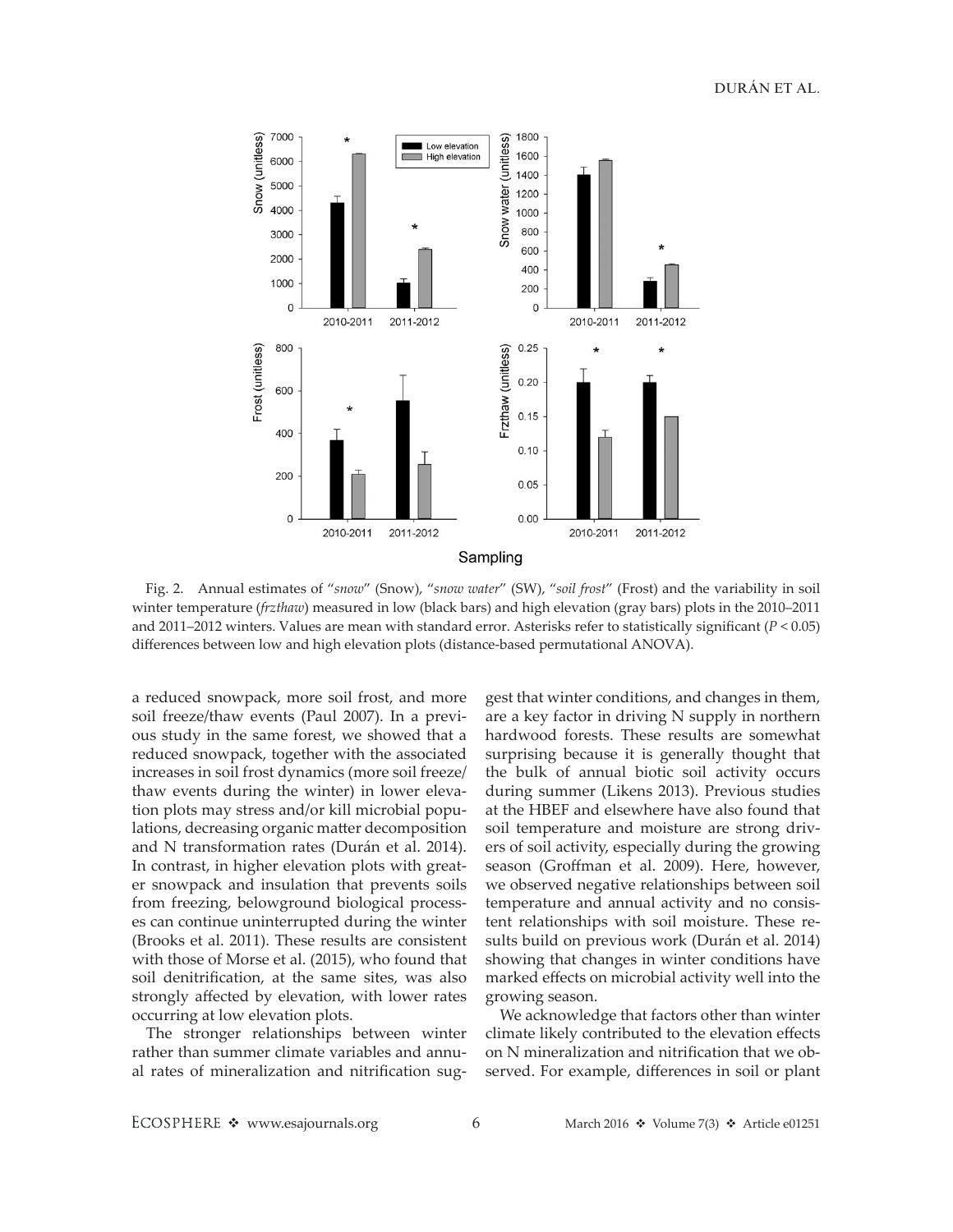Fig. 2. Annual estimates of "*snow*" (Snow), "*snow water*" (SW), "*soil frost*" (Frost) and the variability in soil winter temperature (*frzthaw*) measured in low (black bars) and high elevation (gray bars) plots in the 2010–2011 and 2011–2012 winters. Values are mean with standard error. Asterisks refer to statistically significant ($P < 0.05$) differences between low and high elevation plots (distance-based permutational ANOVA).

a reduced snowpack, more soil frost, and more soil freeze/thaw events (Paul 2007). In a previous study in the same forest, we showed that a reduced snowpack, together with the associated increases in soil frost dynamics (more soil freeze/thaw events during the winter) in lower elevation plots may stress and/or kill microbial populations, decreasing organic matter decomposition and N transformation rates (Durán et al. 2014). In contrast, in higher elevation plots with greater snowpack and insulation that prevents soils from freezing, belowground biological processes can continue uninterrupted during the winter (Brooks et al. 2011). These results are consistent with those of Morse et al. (2015), who found that soil denitrification, at the same sites, was also strongly affected by elevation, with lower rates occurring at low elevation plots.

The stronger relationships between winter rather than summer climate variables and annual rates of mineralization and nitrification suggest that winter conditions, and changes in them, are a key factor in driving N supply in northern hardwood forests. These results are somewhat surprising because it is generally thought that the bulk of annual biotic soil activity occurs during summer (Likens 2013). Previous studies at the HBEF and elsewhere have also found that soil temperature and moisture are strong drivers of soil activity, especially during the growing season (Groffman et al. 2009). Here, however, we observed negative relationships between soil temperature and annual activity and no consistent relationships with soil moisture. These results build on previous work (Durán et al. 2014) showing that changes in winter conditions have marked effects on microbial activity well into the growing season.

We acknowledge that factors other than winter climate likely contributed to the elevation effects on N mineralization and nitrification that we observed. For example, differences in soil or plant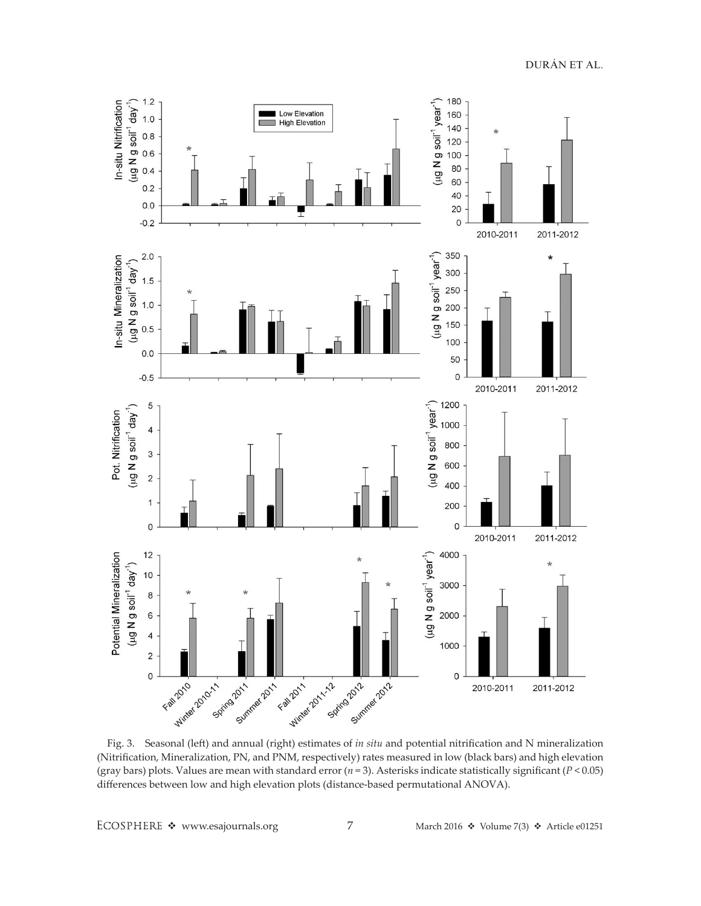Fig. 3. Seasonal (left) and annual (right) estimates of *in situ* and potential nitrification and N mineralization (Nitrification, Mineralization, PN, and PNM, respectively) rates measured in low (black bars) and high elevation (gray bars) plots. Values are mean with standard error ($n = 3$). Asterisks indicate statistically significant ($P < 0.05$) differences between low and high elevation plots (distance-based permutational ANOVA).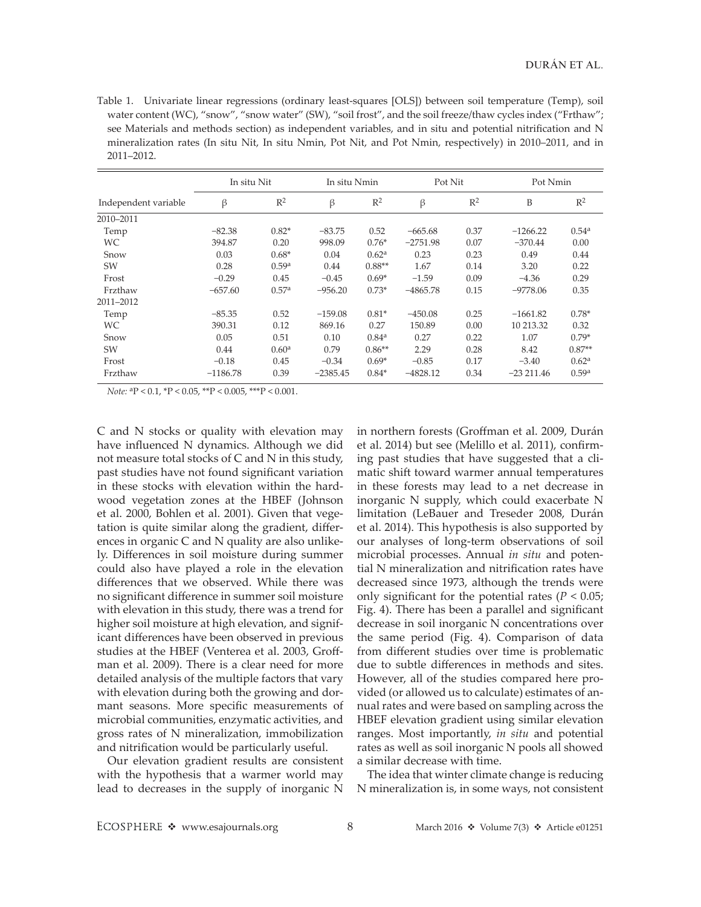Table 1. Univariate linear regressions (ordinary least-squares [OLS]) between soil temperature (Temp), soil water content (WC), "snow", "snow water" (SW), "soil frost", and the soil freeze/thaw cycles index ("Frthaw"; see Materials and methods section) as independent variables, and in situ and potential nitrification and N mineralization rates (In situ Nit, In situ Nmin, Pot Nit, and Pot Nmin, respectively) in 2010–2011, and in 2011–2012.

| | In situ Nit | | In situ Nmin | | Pot Nit | | Pot Nmin | |
|---|---|---|---|---|---|---|---|---|
| Independent variable | β | $R^2$ | β | $R^2$ | β | $R^2$ | B | $R^2$ |
| 2010–2011 | | | | | | | | |
| Temp | −82.38 | 0.82* | −83.75 | 0.52 | −665.68 | 0.37 | −1266.22 | 0.54[a] |
| WC | 394.87 | 0.20 | 998.09 | 0.76* | −2751.98 | 0.07 | −370.44 | 0.00 |
| Snow | 0.03 | 0.68* | 0.04 | 0.62[a] | 0.23 | 0.23 | 0.49 | 0.44 |
| SW | 0.28 | 0.59[a] | 0.44 | 0.88** | 1.67 | 0.14 | 3.20 | 0.22 |
| Frost | −0.29 | 0.45 | −0.45 | 0.69* | −1.59 | 0.09 | −4.36 | 0.29 |
| Frzthaw | −657.60 | 0.57[a] | −956.20 | 0.73* | −4865.78 | 0.15 | −9778.06 | 0.35 |
| 2011–2012 | | | | | | | | |
| Temp | −85.35 | 0.52 | −159.08 | 0.81* | −450.08 | 0.25 | −1661.82 | 0.78* |
| WC | 390.31 | 0.12 | 869.16 | 0.27 | 150.89 | 0.00 | 10 213.32 | 0.32 |
| Snow | 0.05 | 0.51 | 0.10 | 0.84[a] | 0.27 | 0.22 | 1.07 | 0.79* |
| SW | 0.44 | 0.60[a] | 0.79 | 0.86** | 2.29 | 0.28 | 8.42 | 0.87** |
| Frost | −0.18 | 0.45 | −0.34 | 0.69* | −0.85 | 0.17 | −3.40 | 0.62[a] |
| Frzthaw | −1186.78 | 0.39 | −2385.45 | 0.84* | −4828.12 | 0.34 | −23 211.46 | 0.59[a] |

*Note:* [a]$P < 0.1$, *$P < 0.05$, **$P < 0.005$, ***$P < 0.001$.

C and N stocks or quality with elevation may have influenced N dynamics. Although we did not measure total stocks of C and N in this study, past studies have not found significant variation in these stocks with elevation within the hardwood vegetation zones at the HBEF (Johnson et al. 2000, Bohlen et al. 2001). Given that vegetation is quite similar along the gradient, differences in organic C and N quality are also unlikely. Differences in soil moisture during summer could also have played a role in the elevation differences that we observed. While there was no significant difference in summer soil moisture with elevation in this study, there was a trend for higher soil moisture at high elevation, and significant differences have been observed in previous studies at the HBEF (Venterea et al. 2003, Groffman et al. 2009). There is a clear need for more detailed analysis of the multiple factors that vary with elevation during both the growing and dormant seasons. More specific measurements of microbial communities, enzymatic activities, and gross rates of N mineralization, immobilization and nitrification would be particularly useful.

Our elevation gradient results are consistent with the hypothesis that a warmer world may lead to decreases in the supply of inorganic N in northern forests (Groffman et al. 2009, Durán et al. 2014) but see (Melillo et al. 2011), confirming past studies that have suggested that a climatic shift toward warmer annual temperatures in these forests may lead to a net decrease in inorganic N supply, which could exacerbate N limitation (LeBauer and Treseder 2008, Durán et al. 2014). This hypothesis is also supported by our analyses of long-term observations of soil microbial processes. Annual *in situ* and potential N mineralization and nitrification rates have decreased since 1973, although the trends were only significant for the potential rates ($P < 0.05$; Fig. 4). There has been a parallel and significant decrease in soil inorganic N concentrations over the same period (Fig. 4). Comparison of data from different studies over time is problematic due to subtle differences in methods and sites. However, all of the studies compared here provided (or allowed us to calculate) estimates of annual rates and were based on sampling across the HBEF elevation gradient using similar elevation ranges. Most importantly, *in situ* and potential rates as well as soil inorganic N pools all showed a similar decrease with time.

The idea that winter climate change is reducing N mineralization is, in some ways, not consistent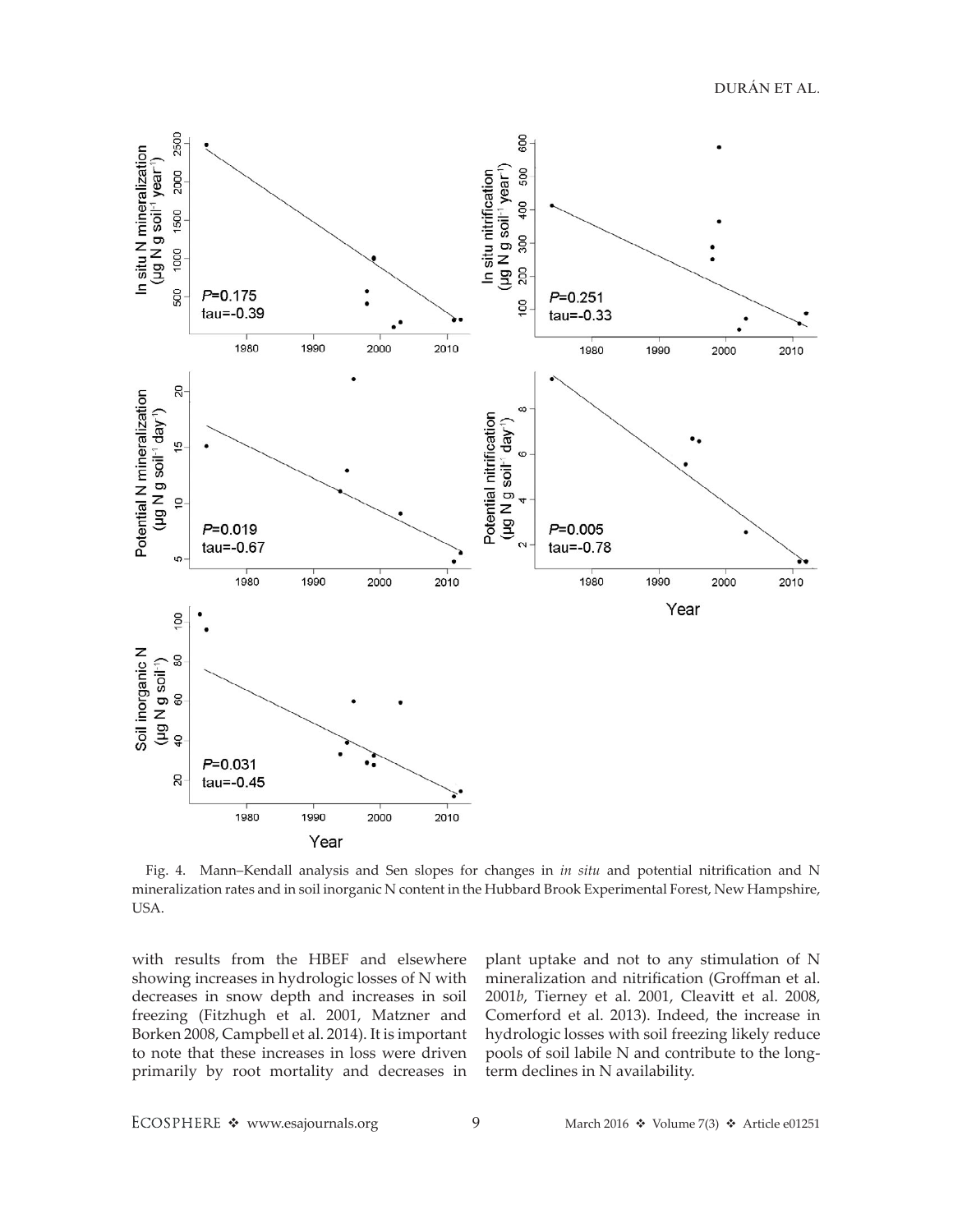Fig. 4. Mann–Kendall analysis and Sen slopes for changes in *in situ* and potential nitrification and N mineralization rates and in soil inorganic N content in the Hubbard Brook Experimental Forest, New Hampshire, USA.

with results from the HBEF and elsewhere showing increases in hydrologic losses of N with decreases in snow depth and increases in soil freezing (Fitzhugh et al. 2001, Matzner and Borken 2008, Campbell et al. 2014). It is important to note that these increases in loss were driven primarily by root mortality and decreases in plant uptake and not to any stimulation of N mineralization and nitrification (Groffman et al. 2001*b*, Tierney et al. 2001, Cleavitt et al. 2008, Comerford et al. 2013). Indeed, the increase in hydrologic losses with soil freezing likely reduce pools of soil labile N and contribute to the long-term declines in N availability.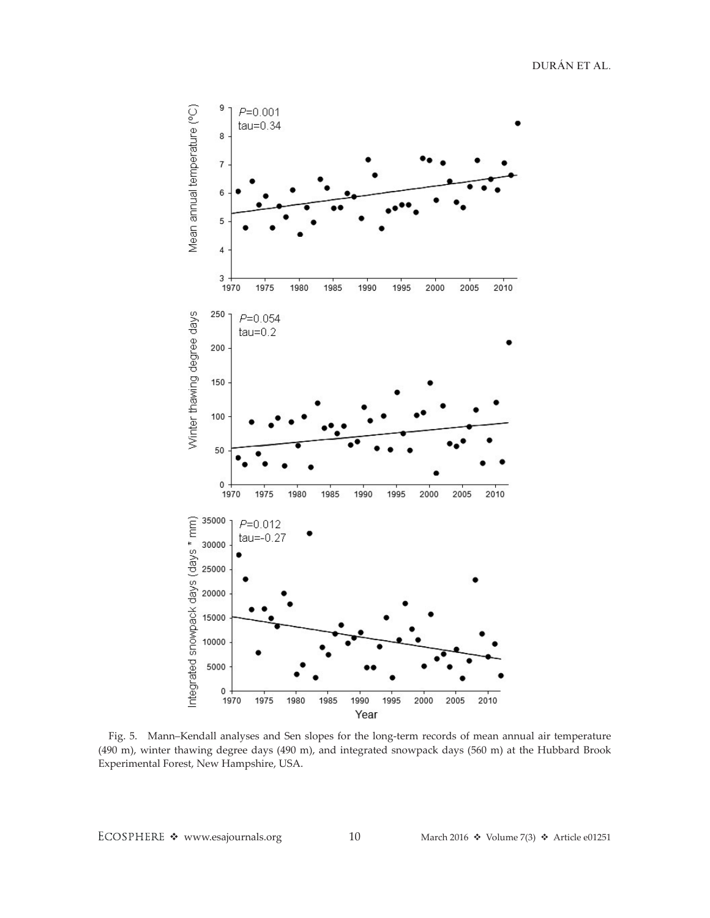Fig. 5. Mann–Kendall analyses and Sen slopes for the long-term records of mean annual air temperature (490 m), winter thawing degree days (490 m), and integrated snowpack days (560 m) at the Hubbard Brook Experimental Forest, New Hampshire, USA.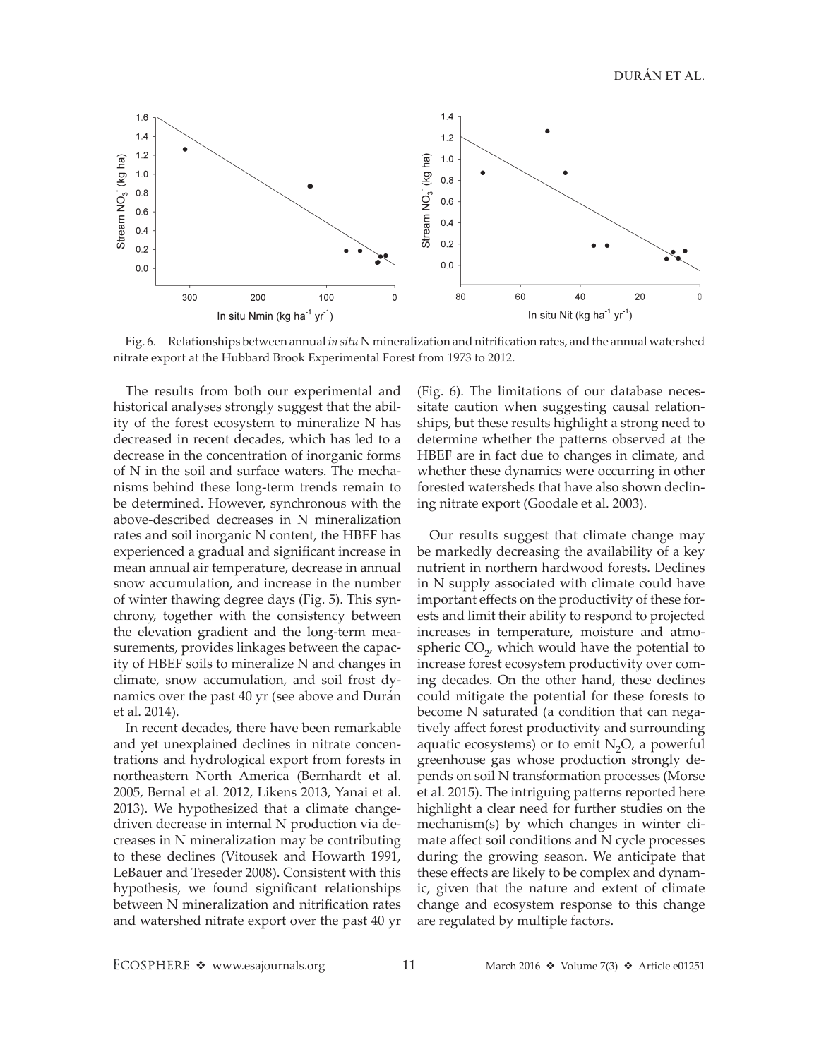Fig. 6. Relationships between annual *in situ* N mineralization and nitrification rates, and the annual watershed nitrate export at the Hubbard Brook Experimental Forest from 1973 to 2012.

The results from both our experimental and historical analyses strongly suggest that the ability of the forest ecosystem to mineralize N has decreased in recent decades, which has led to a decrease in the concentration of inorganic forms of N in the soil and surface waters. The mechanisms behind these long-term trends remain to be determined. However, synchronous with the above-described decreases in N mineralization rates and soil inorganic N content, the HBEF has experienced a gradual and significant increase in mean annual air temperature, decrease in annual snow accumulation, and increase in the number of winter thawing degree days (Fig. 5). This synchrony, together with the consistency between the elevation gradient and the long-term measurements, provides linkages between the capacity of HBEF soils to mineralize N and changes in climate, snow accumulation, and soil frost dynamics over the past 40 yr (see above and Durán et al. 2014).

In recent decades, there have been remarkable and yet unexplained declines in nitrate concentrations and hydrological export from forests in northeastern North America (Bernhardt et al. 2005, Bernal et al. 2012, Likens 2013, Yanai et al. 2013). We hypothesized that a climate change-driven decrease in internal N production via decreases in N mineralization may be contributing to these declines (Vitousek and Howarth 1991, LeBauer and Treseder 2008). Consistent with this hypothesis, we found significant relationships between N mineralization and nitrification rates and watershed nitrate export over the past 40 yr (Fig. 6). The limitations of our database necessitate caution when suggesting causal relationships, but these results highlight a strong need to determine whether the patterns observed at the HBEF are in fact due to changes in climate, and whether these dynamics were occurring in other forested watersheds that have also shown declining nitrate export (Goodale et al. 2003).

Our results suggest that climate change may be markedly decreasing the availability of a key nutrient in northern hardwood forests. Declines in N supply associated with climate could have important effects on the productivity of these forests and limit their ability to respond to projected increases in temperature, moisture and atmospheric $CO_2$, which would have the potential to increase forest ecosystem productivity over coming decades. On the other hand, these declines could mitigate the potential for these forests to become N saturated (a condition that can negatively affect forest productivity and surrounding aquatic ecosystems) or to emit $N_2O$, a powerful greenhouse gas whose production strongly depends on soil N transformation processes (Morse et al. 2015). The intriguing patterns reported here highlight a clear need for further studies on the mechanism(s) by which changes in winter climate affect soil conditions and N cycle processes during the growing season. We anticipate that these effects are likely to be complex and dynamic, given that the nature and extent of climate change and ecosystem response to this change are regulated by multiple factors.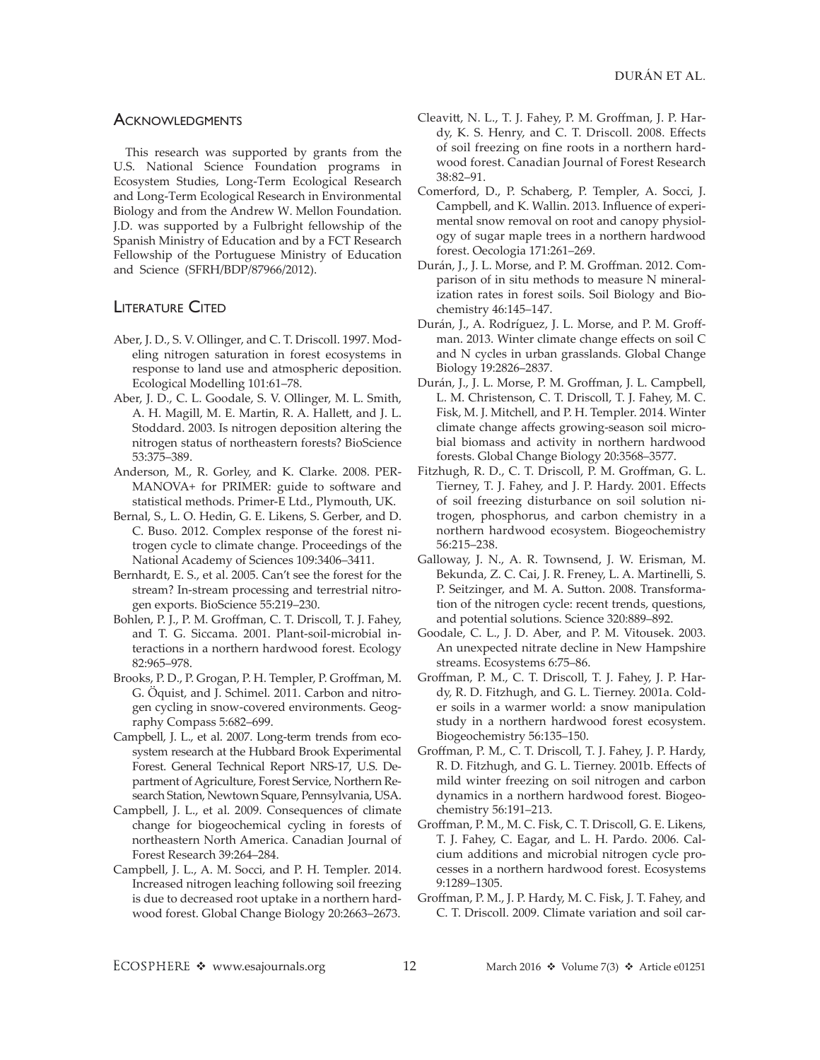## Acknowledgments

This research was supported by grants from the U.S. National Science Foundation programs in Ecosystem Studies, Long-Term Ecological Research and Long-Term Ecological Research in Environmental Biology and from the Andrew W. Mellon Foundation. J.D. was supported by a Fulbright fellowship of the Spanish Ministry of Education and by a FCT Research Fellowship of the Portuguese Ministry of Education and Science (SFRH/BDP/87966/2012).

## Literature Cited

Aber, J. D., S. V. Ollinger, and C. T. Driscoll. 1997. Modeling nitrogen saturation in forest ecosystems in response to land use and atmospheric deposition. Ecological Modelling 101:61–78.

Aber, J. D., C. L. Goodale, S. V. Ollinger, M. L. Smith, A. H. Magill, M. E. Martin, R. A. Hallett, and J. L. Stoddard. 2003. Is nitrogen deposition altering the nitrogen status of northeastern forests? BioScience 53:375–389.

Anderson, M., R. Gorley, and K. Clarke. 2008. PERMANOVA+ for PRIMER: guide to software and statistical methods. Primer-E Ltd., Plymouth, UK.

Bernal, S., L. O. Hedin, G. E. Likens, S. Gerber, and D. C. Buso. 2012. Complex response of the forest nitrogen cycle to climate change. Proceedings of the National Academy of Sciences 109:3406–3411.

Bernhardt, E. S., et al. 2005. Can't see the forest for the stream? In-stream processing and terrestrial nitrogen exports. BioScience 55:219–230.

Bohlen, P. J., P. M. Groffman, C. T. Driscoll, T. J. Fahey, and T. G. Siccama. 2001. Plant-soil-microbial interactions in a northern hardwood forest. Ecology 82:965–978.

Brooks, P. D., P. Grogan, P. H. Templer, P. Groffman, M. G. Öquist, and J. Schimel. 2011. Carbon and nitrogen cycling in snow-covered environments. Geography Compass 5:682–699.

Campbell, J. L., et al. 2007. Long-term trends from ecosystem research at the Hubbard Brook Experimental Forest. General Technical Report NRS-17, U.S. Department of Agriculture, Forest Service, Northern Research Station, Newtown Square, Pennsylvania, USA.

Campbell, J. L., et al. 2009. Consequences of climate change for biogeochemical cycling in forests of northeastern North America. Canadian Journal of Forest Research 39:264–284.

Campbell, J. L., A. M. Socci, and P. H. Templer. 2014. Increased nitrogen leaching following soil freezing is due to decreased root uptake in a northern hardwood forest. Global Change Biology 20:2663–2673.

Cleavitt, N. L., T. J. Fahey, P. M. Groffman, J. P. Hardy, K. S. Henry, and C. T. Driscoll. 2008. Effects of soil freezing on fine roots in a northern hardwood forest. Canadian Journal of Forest Research 38:82–91.

Comerford, D., P. Schaberg, P. Templer, A. Socci, J. Campbell, and K. Wallin. 2013. Influence of experimental snow removal on root and canopy physiology of sugar maple trees in a northern hardwood forest. Oecologia 171:261–269.

Durán, J., J. L. Morse, and P. M. Groffman. 2012. Comparison of in situ methods to measure N mineralization rates in forest soils. Soil Biology and Biochemistry 46:145–147.

Durán, J., A. Rodríguez, J. L. Morse, and P. M. Groffman. 2013. Winter climate change effects on soil C and N cycles in urban grasslands. Global Change Biology 19:2826–2837.

Durán, J., J. L. Morse, P. M. Groffman, J. L. Campbell, L. M. Christenson, C. T. Driscoll, T. J. Fahey, M. C. Fisk, M. J. Mitchell, and P. H. Templer. 2014. Winter climate change affects growing-season soil microbial biomass and activity in northern hardwood forests. Global Change Biology 20:3568–3577.

Fitzhugh, R. D., C. T. Driscoll, P. M. Groffman, G. L. Tierney, T. J. Fahey, and J. P. Hardy. 2001. Effects of soil freezing disturbance on soil solution nitrogen, phosphorus, and carbon chemistry in a northern hardwood ecosystem. Biogeochemistry 56:215–238.

Galloway, J. N., A. R. Townsend, J. W. Erisman, M. Bekunda, Z. C. Cai, J. R. Freney, L. A. Martinelli, S. P. Seitzinger, and M. A. Sutton. 2008. Transformation of the nitrogen cycle: recent trends, questions, and potential solutions. Science 320:889–892.

Goodale, C. L., J. D. Aber, and P. M. Vitousek. 2003. An unexpected nitrate decline in New Hampshire streams. Ecosystems 6:75–86.

Groffman, P. M., C. T. Driscoll, T. J. Fahey, J. P. Hardy, R. D. Fitzhugh, and G. L. Tierney. 2001a. Colder soils in a warmer world: a snow manipulation study in a northern hardwood forest ecosystem. Biogeochemistry 56:135–150.

Groffman, P. M., C. T. Driscoll, T. J. Fahey, J. P. Hardy, R. D. Fitzhugh, and G. L. Tierney. 2001b. Effects of mild winter freezing on soil nitrogen and carbon dynamics in a northern hardwood forest. Biogeochemistry 56:191–213.

Groffman, P. M., M. C. Fisk, C. T. Driscoll, G. E. Likens, T. J. Fahey, C. Eagar, and L. H. Pardo. 2006. Calcium additions and microbial nitrogen cycle processes in a northern hardwood forest. Ecosystems 9:1289–1305.

Groffman, P. M., J. P. Hardy, M. C. Fisk, J. T. Fahey, and C. T. Driscoll. 2009. Climate variation and soil car-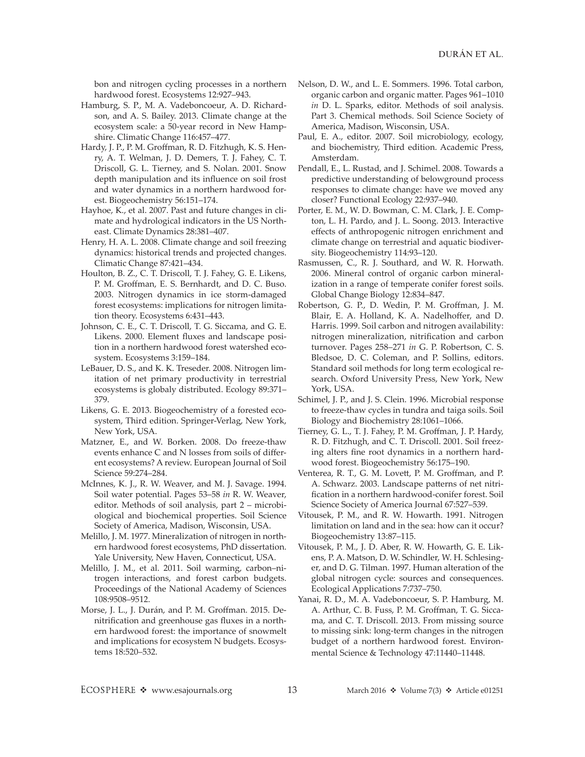bon and nitrogen cycling processes in a northern hardwood forest. Ecosystems 12:927–943.

Hamburg, S. P., M. A. Vadeboncoeur, A. D. Richardson, and A. S. Bailey. 2013. Climate change at the ecosystem scale: a 50-year record in New Hampshire. Climatic Change 116:457–477.

Hardy, J. P., P. M. Groffman, R. D. Fitzhugh, K. S. Henry, A. T. Welman, J. D. Demers, T. J. Fahey, C. T. Driscoll, G. L. Tierney, and S. Nolan. 2001. Snow depth manipulation and its influence on soil frost and water dynamics in a northern hardwood forest. Biogeochemistry 56:151–174.

Hayhoe, K., et al. 2007. Past and future changes in climate and hydrological indicators in the US Northeast. Climate Dynamics 28:381–407.

Henry, H. A. L. 2008. Climate change and soil freezing dynamics: historical trends and projected changes. Climatic Change 87:421–434.

Houlton, B. Z., C. T. Driscoll, T. J. Fahey, G. E. Likens, P. M. Groffman, E. S. Bernhardt, and D. C. Buso. 2003. Nitrogen dynamics in ice storm-damaged forest ecosystems: implications for nitrogen limitation theory. Ecosystems 6:431–443.

Johnson, C. E., C. T. Driscoll, T. G. Siccama, and G. E. Likens. 2000. Element fluxes and landscape position in a northern hardwood forest watershed ecosystem. Ecosystems 3:159–184.

LeBauer, D. S., and K. K. Treseder. 2008. Nitrogen limitation of net primary productivity in terrestrial ecosystems is globaly distributed. Ecology 89:371–379.

Likens, G. E. 2013. Biogeochemistry of a forested ecosystem, Third edition. Springer-Verlag, New York, New York, USA.

Matzner, E., and W. Borken. 2008. Do freeze-thaw events enhance C and N losses from soils of different ecosystems? A review. European Journal of Soil Science 59:274–284.

McInnes, K. J., R. W. Weaver, and M. J. Savage. 1994. Soil water potential. Pages 53–58 *in* R. W. Weaver, editor. Methods of soil analysis, part 2 – microbiological and biochemical properties. Soil Science Society of America, Madison, Wisconsin, USA.

Melillo, J. M. 1977. Mineralization of nitrogen in northern hardwood forest ecosystems, PhD dissertation. Yale University, New Haven, Connecticut, USA.

Melillo, J. M., et al. 2011. Soil warming, carbon–nitrogen interactions, and forest carbon budgets. Proceedings of the National Academy of Sciences 108:9508–9512.

Morse, J. L., J. Durán, and P. M. Groffman. 2015. Denitrification and greenhouse gas fluxes in a northern hardwood forest: the importance of snowmelt and implications for ecosystem N budgets. Ecosystems 18:520–532.

Nelson, D. W., and L. E. Sommers. 1996. Total carbon, organic carbon and organic matter. Pages 961–1010 *in* D. L. Sparks, editor. Methods of soil analysis. Part 3. Chemical methods. Soil Science Society of America, Madison, Wisconsin, USA.

Paul, E. A., editor. 2007. Soil microbiology, ecology, and biochemistry, Third edition. Academic Press, Amsterdam.

Pendall, E., L. Rustad, and J. Schimel. 2008. Towards a predictive understanding of belowground process responses to climate change: have we moved any closer? Functional Ecology 22:937–940.

Porter, E. M., W. D. Bowman, C. M. Clark, J. E. Compton, L. H. Pardo, and J. L. Soong. 2013. Interactive effects of anthropogenic nitrogen enrichment and climate change on terrestrial and aquatic biodiversity. Biogeochemistry 114:93–120.

Rasmussen, C., R. J. Southard, and W. R. Horwath. 2006. Mineral control of organic carbon mineralization in a range of temperate conifer forest soils. Global Change Biology 12:834–847.

Robertson, G. P., D. Wedin, P. M. Groffman, J. M. Blair, E. A. Holland, K. A. Nadelhoffer, and D. Harris. 1999. Soil carbon and nitrogen availability: nitrogen mineralization, nitrification and carbon turnover. Pages 258–271 *in* G. P. Robertson, C. S. Bledsoe, D. C. Coleman, and P. Sollins, editors. Standard soil methods for long term ecological research. Oxford University Press, New York, New York, USA.

Schimel, J. P., and J. S. Clein. 1996. Microbial response to freeze-thaw cycles in tundra and taiga soils. Soil Biology and Biochemistry 28:1061–1066.

Tierney, G. L., T. J. Fahey, P. M. Groffman, J. P. Hardy, R. D. Fitzhugh, and C. T. Driscoll. 2001. Soil freezing alters fine root dynamics in a northern hardwood forest. Biogeochemistry 56:175–190.

Venterea, R. T., G. M. Lovett, P. M. Groffman, and P. A. Schwarz. 2003. Landscape patterns of net nitrification in a northern hardwood-conifer forest. Soil Science Society of America Journal 67:527–539.

Vitousek, P. M., and R. W. Howarth. 1991. Nitrogen limitation on land and in the sea: how can it occur? Biogeochemistry 13:87–115.

Vitousek, P. M., J. D. Aber, R. W. Howarth, G. E. Likens, P. A. Matson, D. W. Schindler, W. H. Schlesinger, and D. G. Tilman. 1997. Human alteration of the global nitrogen cycle: sources and consequences. Ecological Applications 7:737–750.

Yanai, R. D., M. A. Vadeboncoeur, S. P. Hamburg, M. A. Arthur, C. B. Fuss, P. M. Groffman, T. G. Siccama, and C. T. Driscoll. 2013. From missing source to missing sink: long-term changes in the nitrogen budget of a northern hardwood forest. Environmental Science & Technology 47:11440–11448.